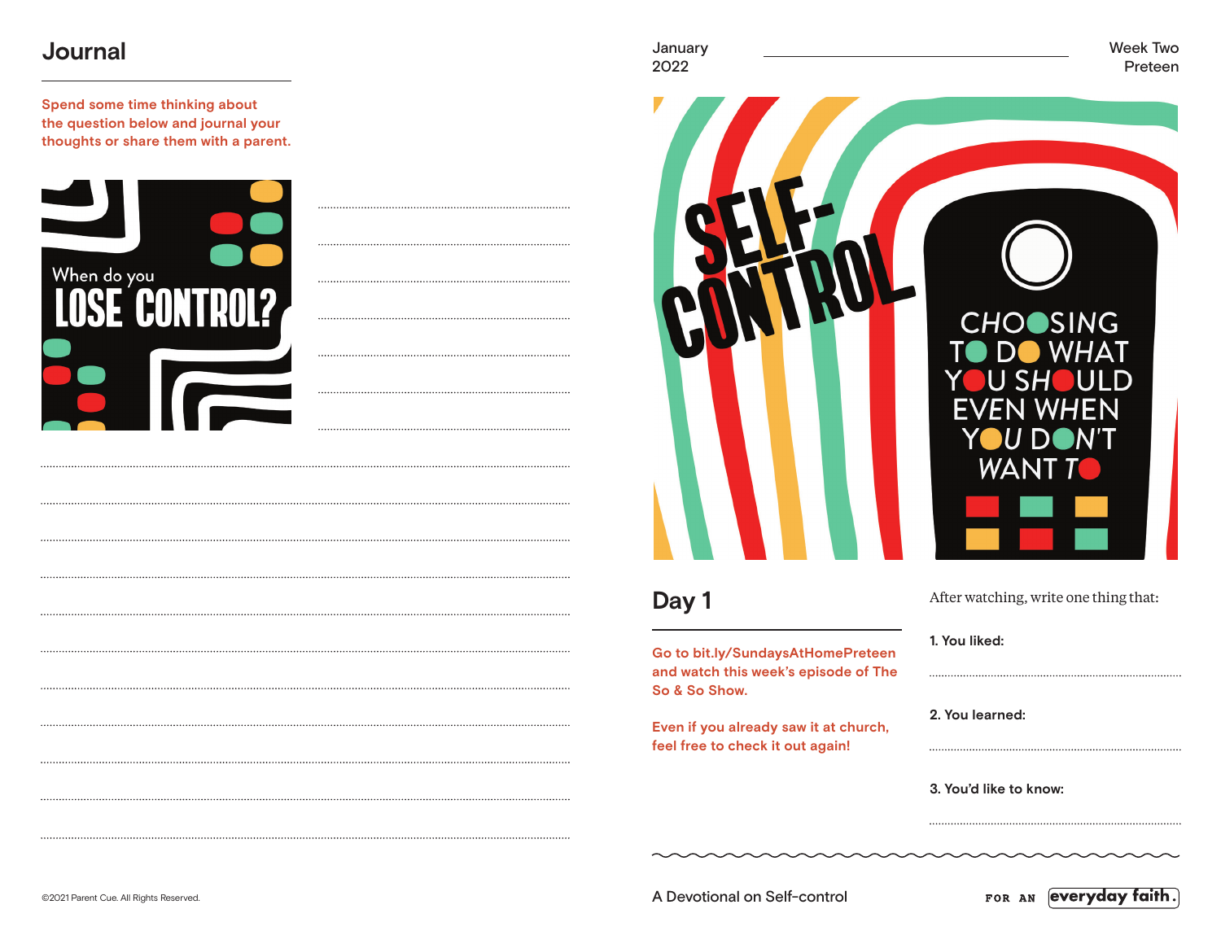## Journal

Spend some time thinking about the question below and journal your thoughts or share them with a parent.

When do you LOSE CONTROL?

January 2022

Week Two Preteen

SELF-CONTROL

CHOOSING TO DO WHAT YOU SHOULD EVEN WHEN YOU DON'T WANT TO

## Day 1

Go to bit.ly/SundaysAtHomePreteen and watch this week's episode of The So & So Show.

Even if you already saw it at church, feel free to check it out again!

After watching, write one thing that:

1. You liked:

2. You learned:

3. You'd like to know:

A Devotional on Self-control

FOR AN everyday faith.

©2021 Parent Cue. All Rights Reserved.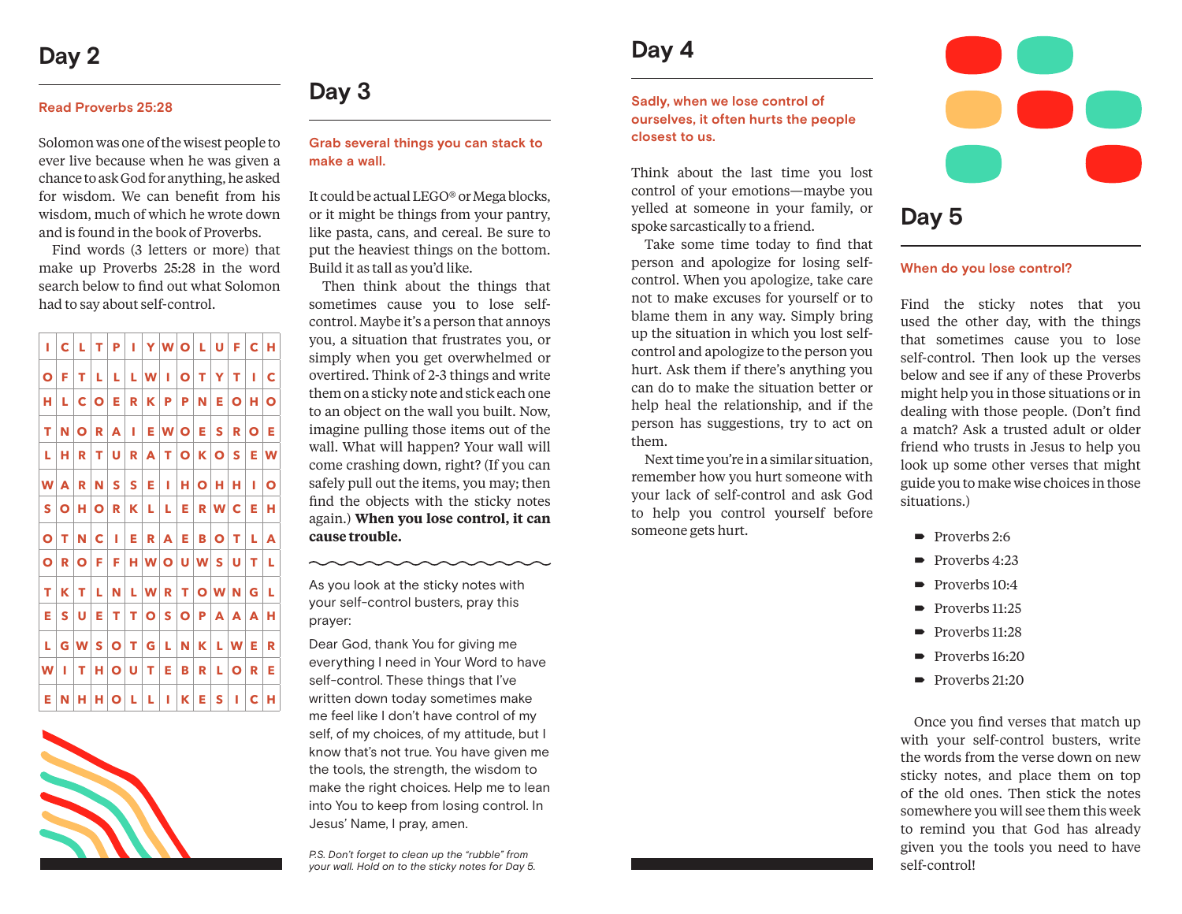## Day 2

**Read Proverbs 25:28**

Solomon was one of the wisest people to ever live because when he was given a chance to ask God for anything, he asked for wisdom. We can benefit from his wisdom, much of which he wrote down and is found in the book of Proverbs.

Find words (3 letters or more) that make up Proverbs 25:28 in the word search below to find out what Solomon had to say about self-control.

| | | | | | | | | | | | | |
|---|---|---|---|---|---|---|---|---|---|---|---|---|
| I | C | L | T | P | I | Y | W | O | L | U | F | C | H |
| O | F | T | L | L | L | W | I | O | T | Y | T | I | C |
| H | L | C | O | E | R | K | P | P | N | E | O | H | O |
| T | N | O | R | A | I | E | W | O | E | S | R | O | E |
| L | H | R | T | U | R | A | T | O | K | O | S | E | W |
| W | A | R | N | S | S | E | I | H | O | H | H | I | O |
| S | O | H | O | R | K | L | L | E | R | W | C | E | H |
| O | T | N | C | I | E | R | A | E | B | O | T | L | A |
| O | R | O | F | F | H | W | O | U | W | S | U | T | L |
| T | K | T | L | N | L | W | R | T | O | W | N | G | L |
| E | S | U | E | T | T | O | S | O | P | A | A | A | H |
| L | G | W | S | O | T | G | L | N | K | L | W | E | R |
| W | I | T | H | O | U | T | E | B | R | L | O | R | E |
| E | N | H | H | O | L | L | I | K | E | S | I | C | H |

## Day 3

**Grab several things you can stack to make a wall.**

It could be actual LEGO® or Mega blocks, or it might be things from your pantry, like pasta, cans, and cereal. Be sure to put the heaviest things on the bottom. Build it as tall as you'd like.

Then think about the things that sometimes cause you to lose self-control. Maybe it's a person that annoys you, a situation that frustrates you, or simply when you get overwhelmed or overtired. Think of 2-3 things and write them on a sticky note and stick each one to an object on the wall you built. Now, imagine pulling those items out of the wall. What will happen? Your wall will come crashing down, right? (If you can safely pull out the items, you may; then find the objects with the sticky notes again.) **When you lose control, it can cause trouble.**

As you look at the sticky notes with your self-control busters, pray this prayer:

Dear God, thank You for giving me everything I need in Your Word to have self-control. These things that I've written down today sometimes make me feel like I don't have control of my self, of my choices, of my attitude, but I know that's not true. You have given me the tools, the strength, the wisdom to make the right choices. Help me to lean into You to keep from losing control. In Jesus' Name, I pray, amen.

*P.S. Don't forget to clean up the "rubble" from your wall. Hold on to the sticky notes for Day 5.*

## Day 4

**Sadly, when we lose control of ourselves, it often hurts the people closest to us.**

Think about the last time you lost control of your emotions—maybe you yelled at someone in your family, or spoke sarcastically to a friend.

Take some time today to find that person and apologize for losing self-control. When you apologize, take care not to make excuses for yourself or to blame them in any way. Simply bring up the situation in which you lost self-control and apologize to the person you hurt. Ask them if there's anything you can do to make the situation better or help heal the relationship, and if the person has suggestions, try to act on them.

Next time you're in a similar situation, remember how you hurt someone with your lack of self-control and ask God to help you control yourself before someone gets hurt.

## Day 5

**When do you lose control?**

Find the sticky notes that you used the other day, with the things that sometimes cause you to lose self-control. Then look up the verses below and see if any of these Proverbs might help you in those situations or in dealing with those people. (Don't find a match? Ask a trusted adult or older friend who trusts in Jesus to help you look up some other verses that might guide you to make wise choices in those situations.)

- Proverbs 2:6
- Proverbs 4:23
- Proverbs 10:4
- Proverbs 11:25
- Proverbs 11:28
- Proverbs 16:20
- Proverbs 21:20

Once you find verses that match up with your self-control busters, write the words from the verse down on new sticky notes, and place them on top of the old ones. Then stick the notes somewhere you will see them this week to remind you that God has already given you the tools you need to have self-control!